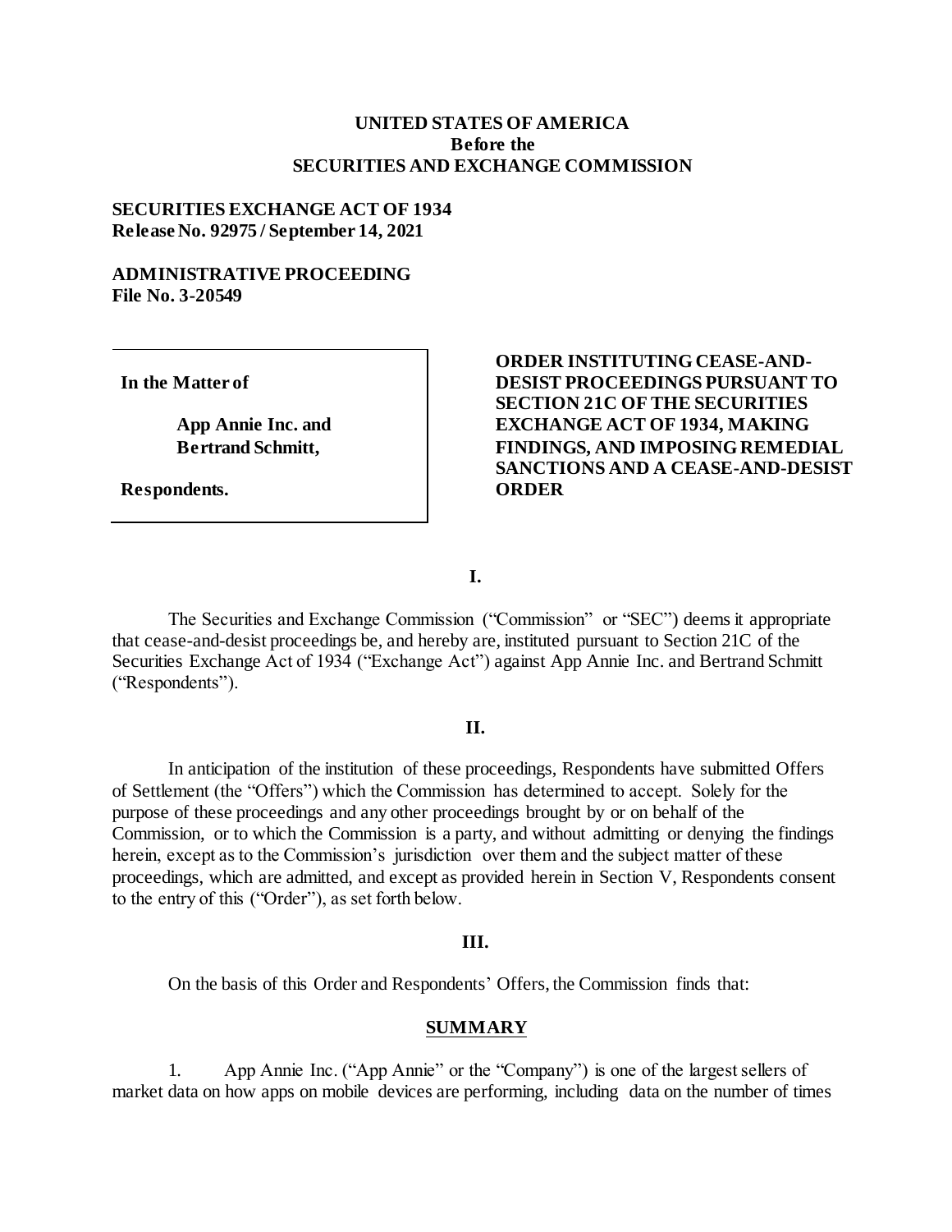**UNITED STATES OF AMERICA**
**Before the**
**SECURITIES AND EXCHANGE COMMISSION**

**SECURITIES EXCHANGE ACT OF 1934**
**Release No. 92975 / September 14, 2021**

**ADMINISTRATIVE PROCEEDING**
**File No. 3-20549**

| | |
|---|---|
| **In the Matter of**<br><br>**App Annie Inc. and Bertrand Schmitt,**<br><br>**Respondents.** | **ORDER INSTITUTING CEASE-AND-DESIST PROCEEDINGS PURSUANT TO SECTION 21C OF THE SECURITIES EXCHANGE ACT OF 1934, MAKING FINDINGS, AND IMPOSING REMEDIAL SANCTIONS AND A CEASE-AND-DESIST ORDER** |

**I.**

The Securities and Exchange Commission ("Commission" or "SEC") deems it appropriate that cease-and-desist proceedings be, and hereby are, instituted pursuant to Section 21C of the Securities Exchange Act of 1934 ("Exchange Act") against App Annie Inc. and Bertrand Schmitt ("Respondents").

**II.**

In anticipation of the institution of these proceedings, Respondents have submitted Offers of Settlement (the "Offers") which the Commission has determined to accept. Solely for the purpose of these proceedings and any other proceedings brought by or on behalf of the Commission, or to which the Commission is a party, and without admitting or denying the findings herein, except as to the Commission's jurisdiction over them and the subject matter of these proceedings, which are admitted, and except as provided herein in Section V, Respondents consent to the entry of this ("Order"), as set forth below.

**III.**

On the basis of this Order and Respondents' Offers, the Commission finds that:

**SUMMARY**

1. App Annie Inc. ("App Annie" or the "Company") is one of the largest sellers of market data on how apps on mobile devices are performing, including data on the number of times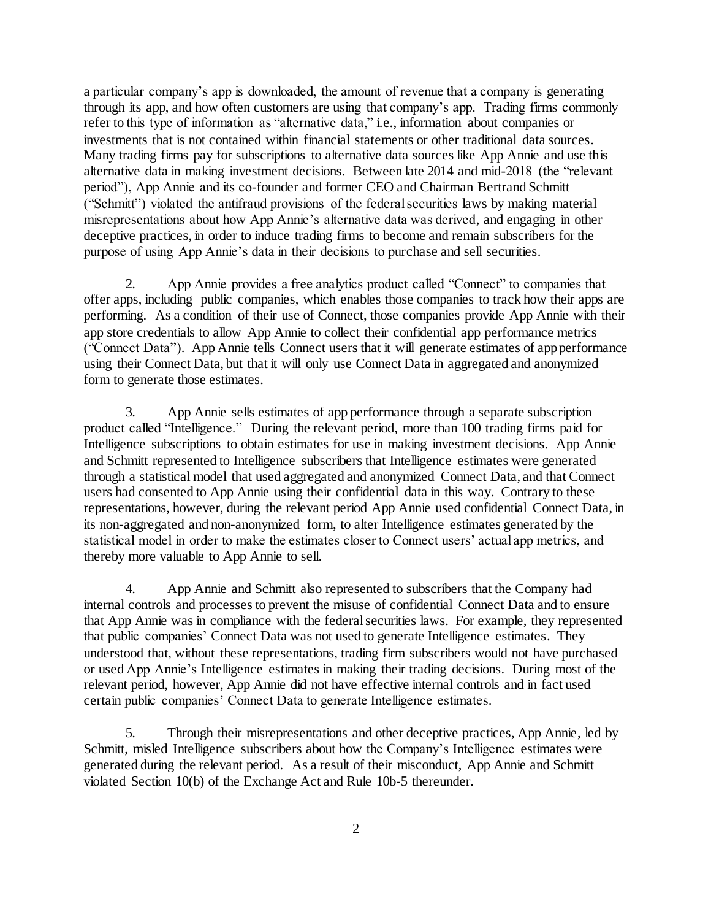a particular company's app is downloaded, the amount of revenue that a company is generating through its app, and how often customers are using that company's app. Trading firms commonly refer to this type of information as "alternative data," i.e., information about companies or investments that is not contained within financial statements or other traditional data sources. Many trading firms pay for subscriptions to alternative data sources like App Annie and use this alternative data in making investment decisions. Between late 2014 and mid-2018 (the "relevant period"), App Annie and its co-founder and former CEO and Chairman Bertrand Schmitt ("Schmitt") violated the antifraud provisions of the federal securities laws by making material misrepresentations about how App Annie's alternative data was derived, and engaging in other deceptive practices, in order to induce trading firms to become and remain subscribers for the purpose of using App Annie's data in their decisions to purchase and sell securities.

2. App Annie provides a free analytics product called "Connect" to companies that offer apps, including public companies, which enables those companies to track how their apps are performing. As a condition of their use of Connect, those companies provide App Annie with their app store credentials to allow App Annie to collect their confidential app performance metrics ("Connect Data"). App Annie tells Connect users that it will generate estimates of app performance using their Connect Data, but that it will only use Connect Data in aggregated and anonymized form to generate those estimates.

3. App Annie sells estimates of app performance through a separate subscription product called "Intelligence." During the relevant period, more than 100 trading firms paid for Intelligence subscriptions to obtain estimates for use in making investment decisions. App Annie and Schmitt represented to Intelligence subscribers that Intelligence estimates were generated through a statistical model that used aggregated and anonymized Connect Data, and that Connect users had consented to App Annie using their confidential data in this way. Contrary to these representations, however, during the relevant period App Annie used confidential Connect Data, in its non-aggregated and non-anonymized form, to alter Intelligence estimates generated by the statistical model in order to make the estimates closer to Connect users' actual app metrics, and thereby more valuable to App Annie to sell.

4. App Annie and Schmitt also represented to subscribers that the Company had internal controls and processes to prevent the misuse of confidential Connect Data and to ensure that App Annie was in compliance with the federal securities laws. For example, they represented that public companies' Connect Data was not used to generate Intelligence estimates. They understood that, without these representations, trading firm subscribers would not have purchased or used App Annie's Intelligence estimates in making their trading decisions. During most of the relevant period, however, App Annie did not have effective internal controls and in fact used certain public companies' Connect Data to generate Intelligence estimates.

5. Through their misrepresentations and other deceptive practices, App Annie, led by Schmitt, misled Intelligence subscribers about how the Company's Intelligence estimates were generated during the relevant period. As a result of their misconduct, App Annie and Schmitt violated Section 10(b) of the Exchange Act and Rule 10b-5 thereunder.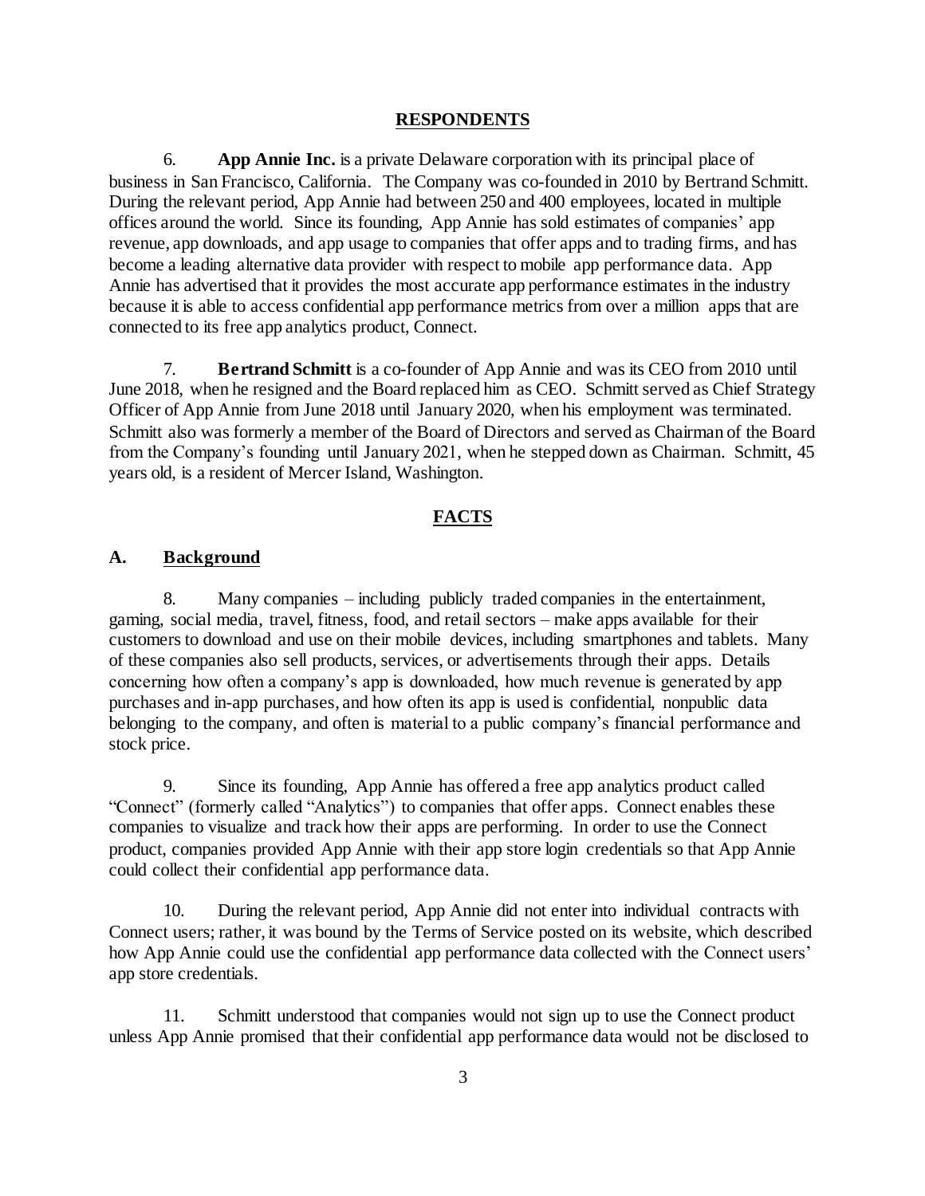## RESPONDENTS

6. **App Annie Inc.** is a private Delaware corporation with its principal place of business in San Francisco, California. The Company was co-founded in 2010 by Bertrand Schmitt. During the relevant period, App Annie had between 250 and 400 employees, located in multiple offices around the world. Since its founding, App Annie has sold estimates of companies' app revenue, app downloads, and app usage to companies that offer apps and to trading firms, and has become a leading alternative data provider with respect to mobile app performance data. App Annie has advertised that it provides the most accurate app performance estimates in the industry because it is able to access confidential app performance metrics from over a million apps that are connected to its free app analytics product, Connect.

7. **Bertrand Schmitt** is a co-founder of App Annie and was its CEO from 2010 until June 2018, when he resigned and the Board replaced him as CEO. Schmitt served as Chief Strategy Officer of App Annie from June 2018 until January 2020, when his employment was terminated. Schmitt also was formerly a member of the Board of Directors and served as Chairman of the Board from the Company's founding until January 2021, when he stepped down as Chairman. Schmitt, 45 years old, is a resident of Mercer Island, Washington.

## FACTS

### A. Background

8. Many companies – including publicly traded companies in the entertainment, gaming, social media, travel, fitness, food, and retail sectors – make apps available for their customers to download and use on their mobile devices, including smartphones and tablets. Many of these companies also sell products, services, or advertisements through their apps. Details concerning how often a company's app is downloaded, how much revenue is generated by app purchases and in-app purchases, and how often its app is used is confidential, nonpublic data belonging to the company, and often is material to a public company's financial performance and stock price.

9. Since its founding, App Annie has offered a free app analytics product called "Connect" (formerly called "Analytics") to companies that offer apps. Connect enables these companies to visualize and track how their apps are performing. In order to use the Connect product, companies provided App Annie with their app store login credentials so that App Annie could collect their confidential app performance data.

10. During the relevant period, App Annie did not enter into individual contracts with Connect users; rather, it was bound by the Terms of Service posted on its website, which described how App Annie could use the confidential app performance data collected with the Connect users' app store credentials.

11. Schmitt understood that companies would not sign up to use the Connect product unless App Annie promised that their confidential app performance data would not be disclosed to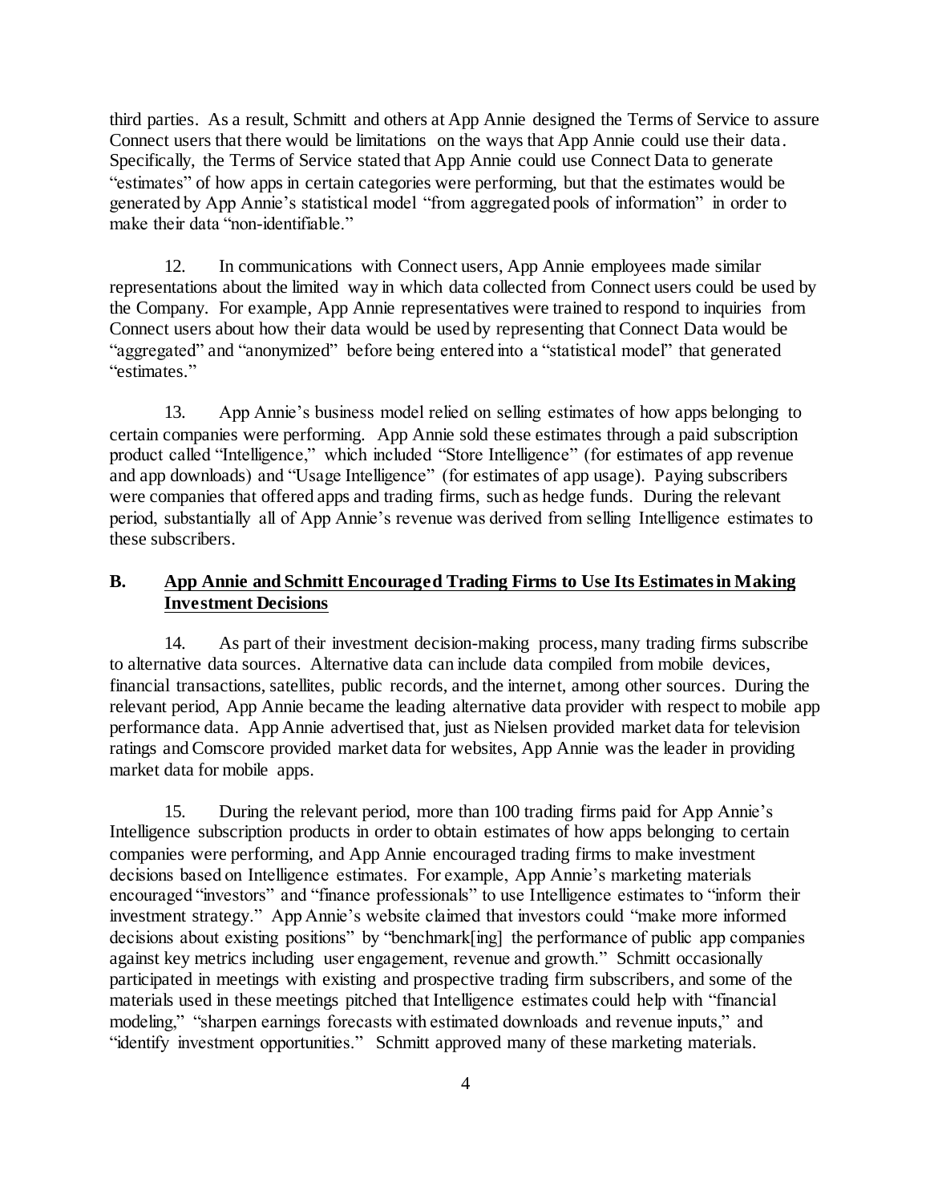third parties. As a result, Schmitt and others at App Annie designed the Terms of Service to assure Connect users that there would be limitations on the ways that App Annie could use their data. Specifically, the Terms of Service stated that App Annie could use Connect Data to generate "estimates" of how apps in certain categories were performing, but that the estimates would be generated by App Annie's statistical model "from aggregated pools of information" in order to make their data "non-identifiable."

12. In communications with Connect users, App Annie employees made similar representations about the limited way in which data collected from Connect users could be used by the Company. For example, App Annie representatives were trained to respond to inquiries from Connect users about how their data would be used by representing that Connect Data would be "aggregated" and "anonymized" before being entered into a "statistical model" that generated "estimates."

13. App Annie's business model relied on selling estimates of how apps belonging to certain companies were performing. App Annie sold these estimates through a paid subscription product called "Intelligence," which included "Store Intelligence" (for estimates of app revenue and app downloads) and "Usage Intelligence" (for estimates of app usage). Paying subscribers were companies that offered apps and trading firms, such as hedge funds. During the relevant period, substantially all of App Annie's revenue was derived from selling Intelligence estimates to these subscribers.

## B. App Annie and Schmitt Encouraged Trading Firms to Use Its Estimates in Making Investment Decisions

14. As part of their investment decision-making process, many trading firms subscribe to alternative data sources. Alternative data can include data compiled from mobile devices, financial transactions, satellites, public records, and the internet, among other sources. During the relevant period, App Annie became the leading alternative data provider with respect to mobile app performance data. App Annie advertised that, just as Nielsen provided market data for television ratings and Comscore provided market data for websites, App Annie was the leader in providing market data for mobile apps.

15. During the relevant period, more than 100 trading firms paid for App Annie's Intelligence subscription products in order to obtain estimates of how apps belonging to certain companies were performing, and App Annie encouraged trading firms to make investment decisions based on Intelligence estimates. For example, App Annie's marketing materials encouraged "investors" and "finance professionals" to use Intelligence estimates to "inform their investment strategy." App Annie's website claimed that investors could "make more informed decisions about existing positions" by "benchmark[ing] the performance of public app companies against key metrics including user engagement, revenue and growth." Schmitt occasionally participated in meetings with existing and prospective trading firm subscribers, and some of the materials used in these meetings pitched that Intelligence estimates could help with "financial modeling," "sharpen earnings forecasts with estimated downloads and revenue inputs," and "identify investment opportunities." Schmitt approved many of these marketing materials.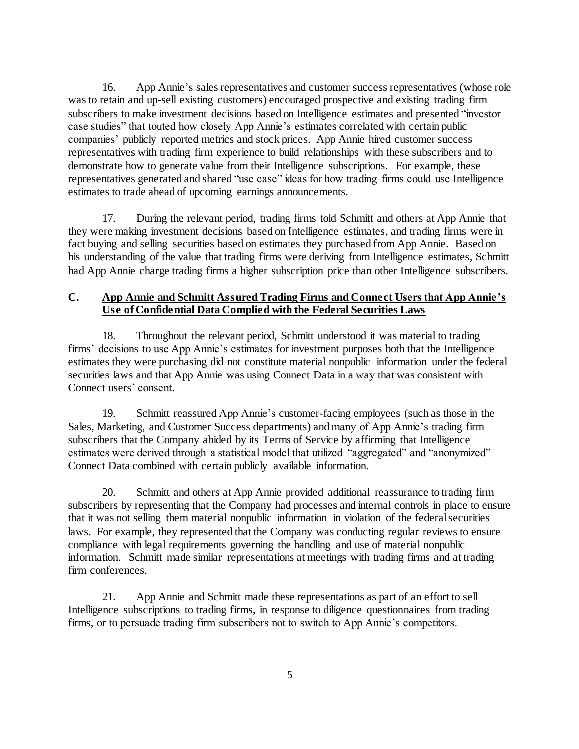16. App Annie's sales representatives and customer success representatives (whose role was to retain and up-sell existing customers) encouraged prospective and existing trading firm subscribers to make investment decisions based on Intelligence estimates and presented "investor case studies" that touted how closely App Annie's estimates correlated with certain public companies' publicly reported metrics and stock prices. App Annie hired customer success representatives with trading firm experience to build relationships with these subscribers and to demonstrate how to generate value from their Intelligence subscriptions. For example, these representatives generated and shared "use case" ideas for how trading firms could use Intelligence estimates to trade ahead of upcoming earnings announcements.

17. During the relevant period, trading firms told Schmitt and others at App Annie that they were making investment decisions based on Intelligence estimates, and trading firms were in fact buying and selling securities based on estimates they purchased from App Annie. Based on his understanding of the value that trading firms were deriving from Intelligence estimates, Schmitt had App Annie charge trading firms a higher subscription price than other Intelligence subscribers.

## C. <u>App Annie and Schmitt Assured Trading Firms and Connect Users that App Annie's Use of Confidential Data Complied with the Federal Securities Laws</u>

18. Throughout the relevant period, Schmitt understood it was material to trading firms' decisions to use App Annie's estimates for investment purposes both that the Intelligence estimates they were purchasing did not constitute material nonpublic information under the federal securities laws and that App Annie was using Connect Data in a way that was consistent with Connect users' consent.

19. Schmitt reassured App Annie's customer-facing employees (such as those in the Sales, Marketing, and Customer Success departments) and many of App Annie's trading firm subscribers that the Company abided by its Terms of Service by affirming that Intelligence estimates were derived through a statistical model that utilized "aggregated" and "anonymized" Connect Data combined with certain publicly available information.

20. Schmitt and others at App Annie provided additional reassurance to trading firm subscribers by representing that the Company had processes and internal controls in place to ensure that it was not selling them material nonpublic information in violation of the federal securities laws. For example, they represented that the Company was conducting regular reviews to ensure compliance with legal requirements governing the handling and use of material nonpublic information. Schmitt made similar representations at meetings with trading firms and at trading firm conferences.

21. App Annie and Schmitt made these representations as part of an effort to sell Intelligence subscriptions to trading firms, in response to diligence questionnaires from trading firms, or to persuade trading firm subscribers not to switch to App Annie's competitors.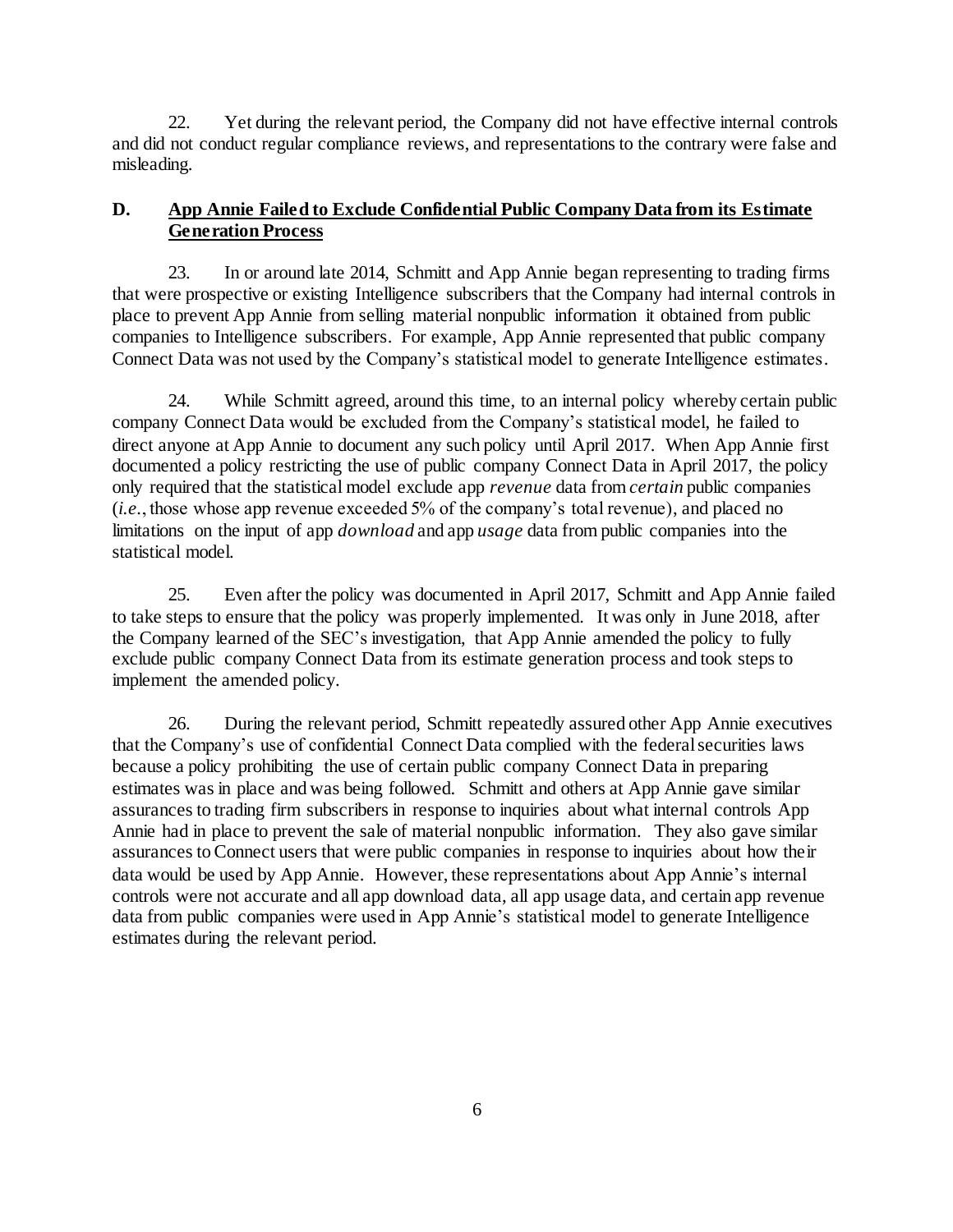22. Yet during the relevant period, the Company did not have effective internal controls and did not conduct regular compliance reviews, and representations to the contrary were false and misleading.

## D. App Annie Failed to Exclude Confidential Public Company Data from its Estimate Generation Process

23. In or around late 2014, Schmitt and App Annie began representing to trading firms that were prospective or existing Intelligence subscribers that the Company had internal controls in place to prevent App Annie from selling material nonpublic information it obtained from public companies to Intelligence subscribers. For example, App Annie represented that public company Connect Data was not used by the Company's statistical model to generate Intelligence estimates.

24. While Schmitt agreed, around this time, to an internal policy whereby certain public company Connect Data would be excluded from the Company's statistical model, he failed to direct anyone at App Annie to document any such policy until April 2017. When App Annie first documented a policy restricting the use of public company Connect Data in April 2017, the policy only required that the statistical model exclude app *revenue* data from *certain* public companies (*i.e.*, those whose app revenue exceeded 5% of the company's total revenue), and placed no limitations on the input of app *download* and app *usage* data from public companies into the statistical model.

25. Even after the policy was documented in April 2017, Schmitt and App Annie failed to take steps to ensure that the policy was properly implemented. It was only in June 2018, after the Company learned of the SEC's investigation, that App Annie amended the policy to fully exclude public company Connect Data from its estimate generation process and took steps to implement the amended policy.

26. During the relevant period, Schmitt repeatedly assured other App Annie executives that the Company's use of confidential Connect Data complied with the federal securities laws because a policy prohibiting the use of certain public company Connect Data in preparing estimates was in place and was being followed. Schmitt and others at App Annie gave similar assurances to trading firm subscribers in response to inquiries about what internal controls App Annie had in place to prevent the sale of material nonpublic information. They also gave similar assurances to Connect users that were public companies in response to inquiries about how their data would be used by App Annie. However, these representations about App Annie's internal controls were not accurate and all app download data, all app usage data, and certain app revenue data from public companies were used in App Annie's statistical model to generate Intelligence estimates during the relevant period.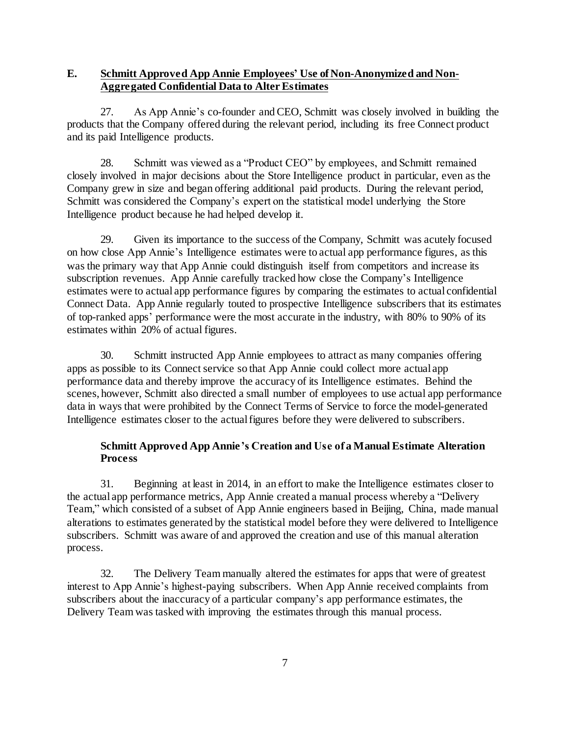## E. Schmitt Approved App Annie Employees' Use of Non-Anonymized and Non-Aggregated Confidential Data to Alter Estimates

27. As App Annie's co-founder and CEO, Schmitt was closely involved in building the products that the Company offered during the relevant period, including its free Connect product and its paid Intelligence products.

28. Schmitt was viewed as a "Product CEO" by employees, and Schmitt remained closely involved in major decisions about the Store Intelligence product in particular, even as the Company grew in size and began offering additional paid products. During the relevant period, Schmitt was considered the Company's expert on the statistical model underlying the Store Intelligence product because he had helped develop it.

29. Given its importance to the success of the Company, Schmitt was acutely focused on how close App Annie's Intelligence estimates were to actual app performance figures, as this was the primary way that App Annie could distinguish itself from competitors and increase its subscription revenues. App Annie carefully tracked how close the Company's Intelligence estimates were to actual app performance figures by comparing the estimates to actual confidential Connect Data. App Annie regularly touted to prospective Intelligence subscribers that its estimates of top-ranked apps' performance were the most accurate in the industry, with 80% to 90% of its estimates within 20% of actual figures.

30. Schmitt instructed App Annie employees to attract as many companies offering apps as possible to its Connect service so that App Annie could collect more actual app performance data and thereby improve the accuracy of its Intelligence estimates. Behind the scenes, however, Schmitt also directed a small number of employees to use actual app performance data in ways that were prohibited by the Connect Terms of Service to force the model-generated Intelligence estimates closer to the actual figures before they were delivered to subscribers.

### Schmitt Approved App Annie's Creation and Use of a Manual Estimate Alteration Process

31. Beginning at least in 2014, in an effort to make the Intelligence estimates closer to the actual app performance metrics, App Annie created a manual process whereby a "Delivery Team," which consisted of a subset of App Annie engineers based in Beijing, China, made manual alterations to estimates generated by the statistical model before they were delivered to Intelligence subscribers. Schmitt was aware of and approved the creation and use of this manual alteration process.

32. The Delivery Team manually altered the estimates for apps that were of greatest interest to App Annie's highest-paying subscribers. When App Annie received complaints from subscribers about the inaccuracy of a particular company's app performance estimates, the Delivery Team was tasked with improving the estimates through this manual process.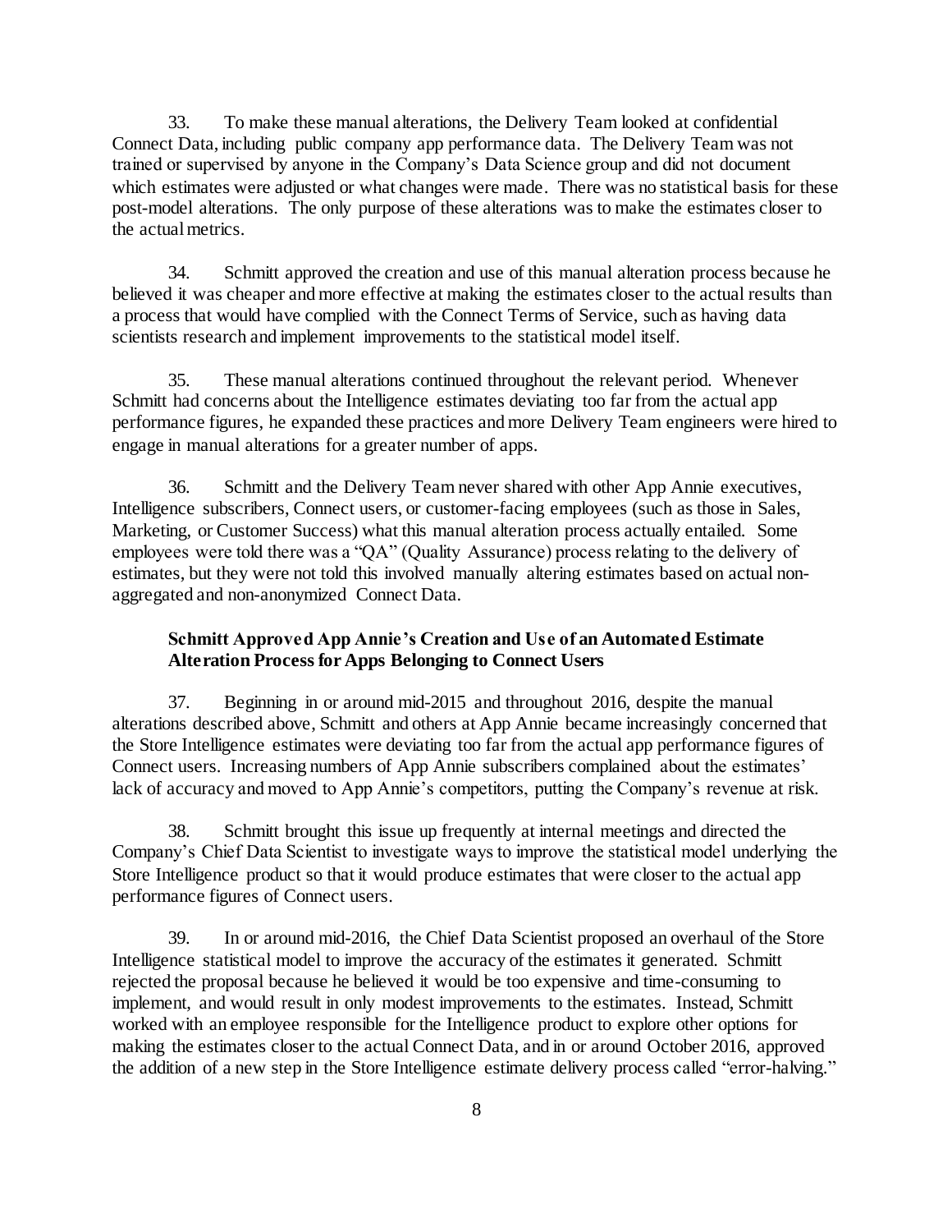33. To make these manual alterations, the Delivery Team looked at confidential Connect Data, including public company app performance data. The Delivery Team was not trained or supervised by anyone in the Company's Data Science group and did not document which estimates were adjusted or what changes were made. There was no statistical basis for these post-model alterations. The only purpose of these alterations was to make the estimates closer to the actual metrics.

34. Schmitt approved the creation and use of this manual alteration process because he believed it was cheaper and more effective at making the estimates closer to the actual results than a process that would have complied with the Connect Terms of Service, such as having data scientists research and implement improvements to the statistical model itself.

35. These manual alterations continued throughout the relevant period. Whenever Schmitt had concerns about the Intelligence estimates deviating too far from the actual app performance figures, he expanded these practices and more Delivery Team engineers were hired to engage in manual alterations for a greater number of apps.

36. Schmitt and the Delivery Team never shared with other App Annie executives, Intelligence subscribers, Connect users, or customer-facing employees (such as those in Sales, Marketing, or Customer Success) what this manual alteration process actually entailed. Some employees were told there was a "QA" (Quality Assurance) process relating to the delivery of estimates, but they were not told this involved manually altering estimates based on actual non-aggregated and non-anonymized Connect Data.

**Schmitt Approved App Annie's Creation and Use of an Automated Estimate Alteration Process for Apps Belonging to Connect Users**

37. Beginning in or around mid-2015 and throughout 2016, despite the manual alterations described above, Schmitt and others at App Annie became increasingly concerned that the Store Intelligence estimates were deviating too far from the actual app performance figures of Connect users. Increasing numbers of App Annie subscribers complained about the estimates' lack of accuracy and moved to App Annie's competitors, putting the Company's revenue at risk.

38. Schmitt brought this issue up frequently at internal meetings and directed the Company's Chief Data Scientist to investigate ways to improve the statistical model underlying the Store Intelligence product so that it would produce estimates that were closer to the actual app performance figures of Connect users.

39. In or around mid-2016, the Chief Data Scientist proposed an overhaul of the Store Intelligence statistical model to improve the accuracy of the estimates it generated. Schmitt rejected the proposal because he believed it would be too expensive and time-consuming to implement, and would result in only modest improvements to the estimates. Instead, Schmitt worked with an employee responsible for the Intelligence product to explore other options for making the estimates closer to the actual Connect Data, and in or around October 2016, approved the addition of a new step in the Store Intelligence estimate delivery process called "error-halving."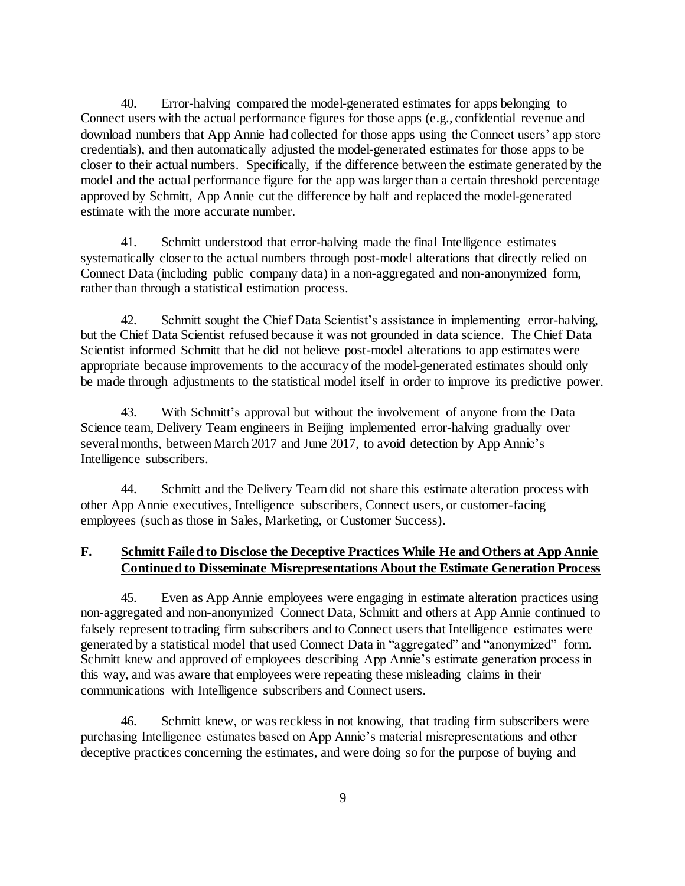40. Error-halving compared the model-generated estimates for apps belonging to Connect users with the actual performance figures for those apps (e.g., confidential revenue and download numbers that App Annie had collected for those apps using the Connect users' app store credentials), and then automatically adjusted the model-generated estimates for those apps to be closer to their actual numbers. Specifically, if the difference between the estimate generated by the model and the actual performance figure for the app was larger than a certain threshold percentage approved by Schmitt, App Annie cut the difference by half and replaced the model-generated estimate with the more accurate number.

41. Schmitt understood that error-halving made the final Intelligence estimates systematically closer to the actual numbers through post-model alterations that directly relied on Connect Data (including public company data) in a non-aggregated and non-anonymized form, rather than through a statistical estimation process.

42. Schmitt sought the Chief Data Scientist's assistance in implementing error-halving, but the Chief Data Scientist refused because it was not grounded in data science. The Chief Data Scientist informed Schmitt that he did not believe post-model alterations to app estimates were appropriate because improvements to the accuracy of the model-generated estimates should only be made through adjustments to the statistical model itself in order to improve its predictive power.

43. With Schmitt's approval but without the involvement of anyone from the Data Science team, Delivery Team engineers in Beijing implemented error-halving gradually over several months, between March 2017 and June 2017, to avoid detection by App Annie's Intelligence subscribers.

44. Schmitt and the Delivery Team did not share this estimate alteration process with other App Annie executives, Intelligence subscribers, Connect users, or customer-facing employees (such as those in Sales, Marketing, or Customer Success).

## F. Schmitt Failed to Disclose the Deceptive Practices While He and Others at App Annie Continued to Disseminate Misrepresentations About the Estimate Generation Process

45. Even as App Annie employees were engaging in estimate alteration practices using non-aggregated and non-anonymized Connect Data, Schmitt and others at App Annie continued to falsely represent to trading firm subscribers and to Connect users that Intelligence estimates were generated by a statistical model that used Connect Data in "aggregated" and "anonymized" form. Schmitt knew and approved of employees describing App Annie's estimate generation process in this way, and was aware that employees were repeating these misleading claims in their communications with Intelligence subscribers and Connect users.

46. Schmitt knew, or was reckless in not knowing, that trading firm subscribers were purchasing Intelligence estimates based on App Annie's material misrepresentations and other deceptive practices concerning the estimates, and were doing so for the purpose of buying and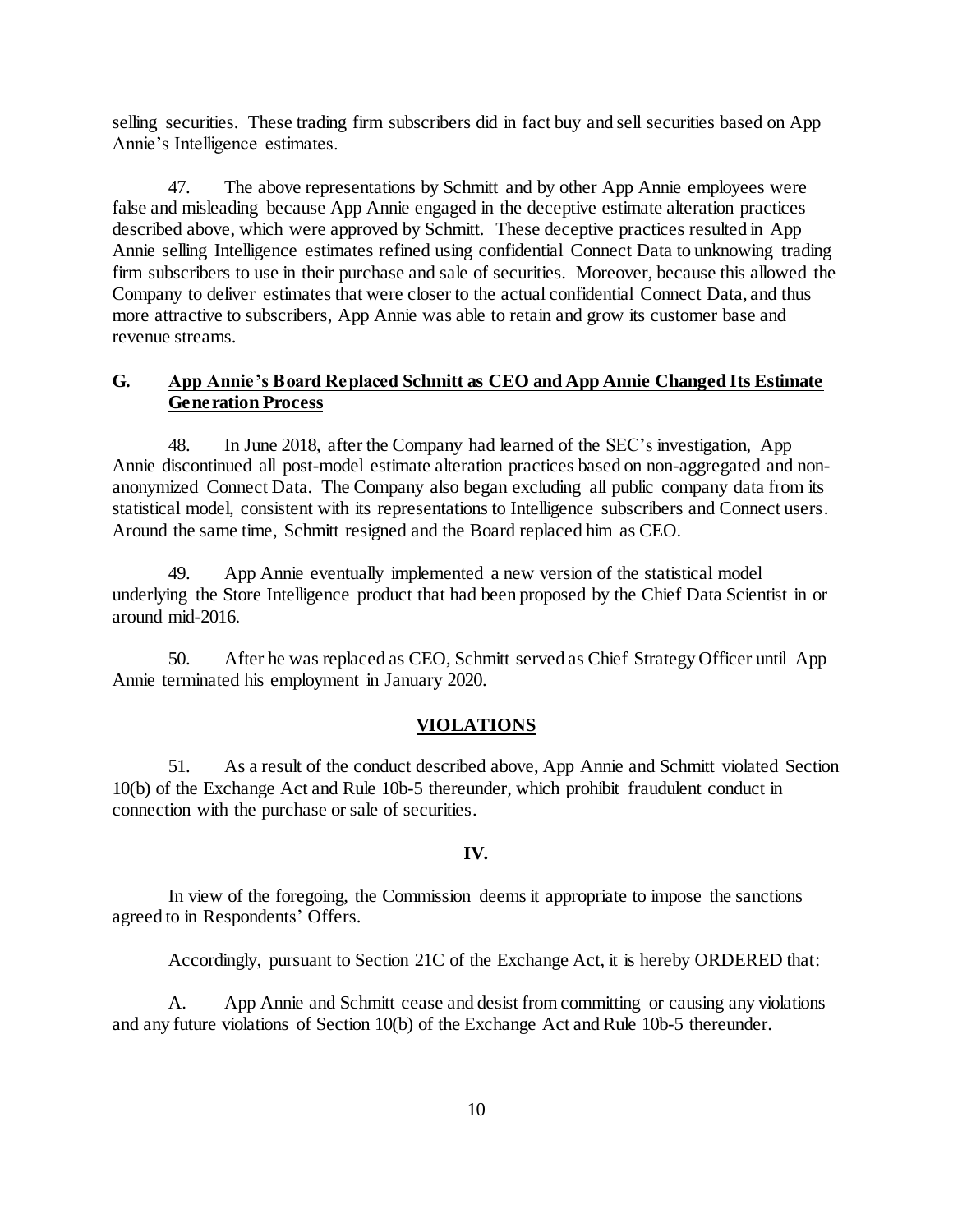selling securities. These trading firm subscribers did in fact buy and sell securities based on App Annie's Intelligence estimates.

47. The above representations by Schmitt and by other App Annie employees were false and misleading because App Annie engaged in the deceptive estimate alteration practices described above, which were approved by Schmitt. These deceptive practices resulted in App Annie selling Intelligence estimates refined using confidential Connect Data to unknowing trading firm subscribers to use in their purchase and sale of securities. Moreover, because this allowed the Company to deliver estimates that were closer to the actual confidential Connect Data, and thus more attractive to subscribers, App Annie was able to retain and grow its customer base and revenue streams.

### G. App Annie's Board Replaced Schmitt as CEO and App Annie Changed Its Estimate Generation Process

48. In June 2018, after the Company had learned of the SEC's investigation, App Annie discontinued all post-model estimate alteration practices based on non-aggregated and non-anonymized Connect Data. The Company also began excluding all public company data from its statistical model, consistent with its representations to Intelligence subscribers and Connect users. Around the same time, Schmitt resigned and the Board replaced him as CEO.

49. App Annie eventually implemented a new version of the statistical model underlying the Store Intelligence product that had been proposed by the Chief Data Scientist in or around mid-2016.

50. After he was replaced as CEO, Schmitt served as Chief Strategy Officer until App Annie terminated his employment in January 2020.

## VIOLATIONS

51. As a result of the conduct described above, App Annie and Schmitt violated Section 10(b) of the Exchange Act and Rule 10b-5 thereunder, which prohibit fraudulent conduct in connection with the purchase or sale of securities.

## IV.

In view of the foregoing, the Commission deems it appropriate to impose the sanctions agreed to in Respondents' Offers.

Accordingly, pursuant to Section 21C of the Exchange Act, it is hereby ORDERED that:

A. App Annie and Schmitt cease and desist from committing or causing any violations and any future violations of Section 10(b) of the Exchange Act and Rule 10b-5 thereunder.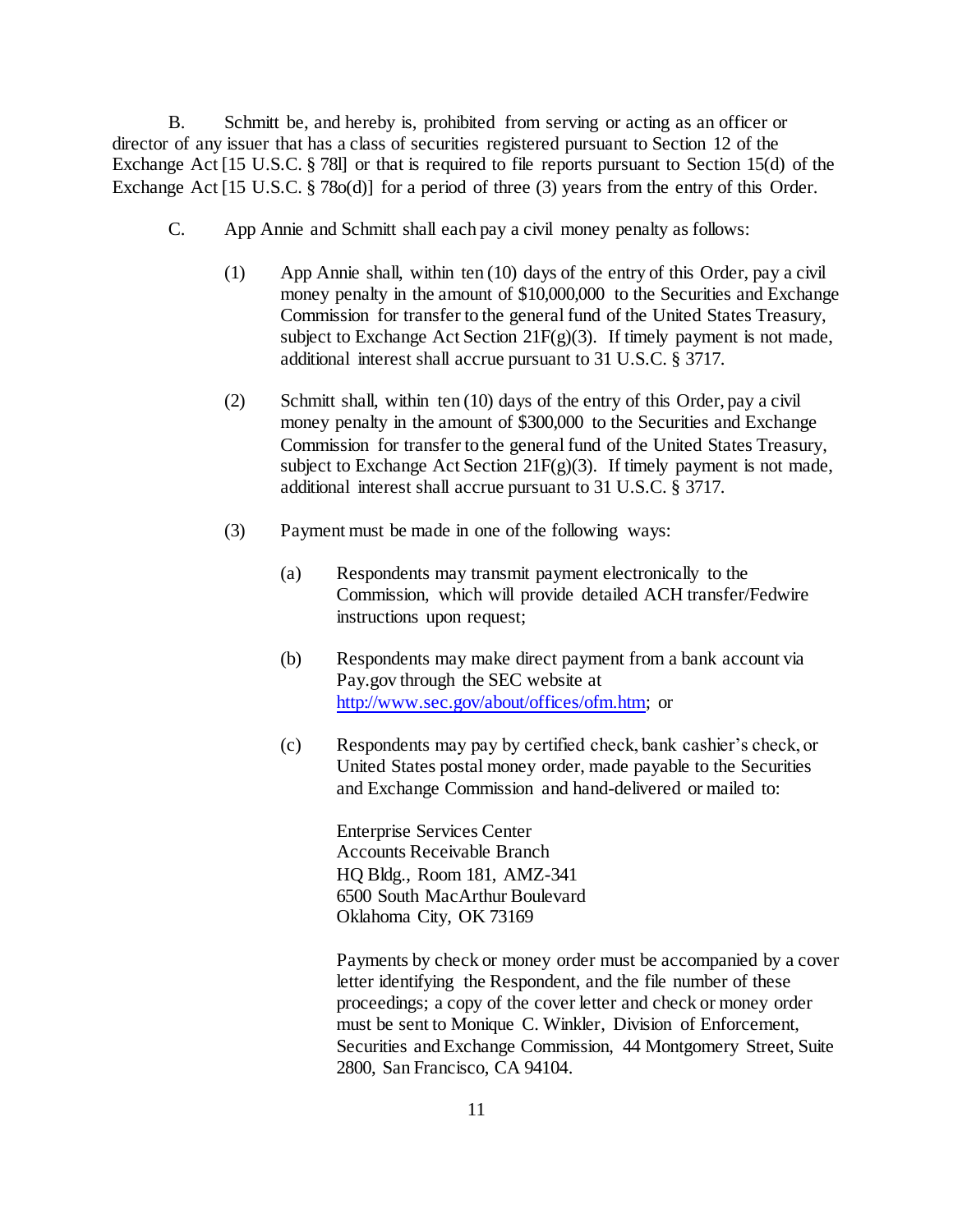B. Schmitt be, and hereby is, prohibited from serving or acting as an officer or director of any issuer that has a class of securities registered pursuant to Section 12 of the Exchange Act [15 U.S.C. § 78l] or that is required to file reports pursuant to Section 15(d) of the Exchange Act [15 U.S.C. § 78o(d)] for a period of three (3) years from the entry of this Order.

C. App Annie and Schmitt shall each pay a civil money penalty as follows:

(1) App Annie shall, within ten (10) days of the entry of this Order, pay a civil money penalty in the amount of $10,000,000 to the Securities and Exchange Commission for transfer to the general fund of the United States Treasury, subject to Exchange Act Section 21F(g)(3). If timely payment is not made, additional interest shall accrue pursuant to 31 U.S.C. § 3717.

(2) Schmitt shall, within ten (10) days of the entry of this Order, pay a civil money penalty in the amount of $300,000 to the Securities and Exchange Commission for transfer to the general fund of the United States Treasury, subject to Exchange Act Section 21F(g)(3). If timely payment is not made, additional interest shall accrue pursuant to 31 U.S.C. § 3717.

(3) Payment must be made in one of the following ways:

(a) Respondents may transmit payment electronically to the Commission, which will provide detailed ACH transfer/Fedwire instructions upon request;

(b) Respondents may make direct payment from a bank account via Pay.gov through the SEC website at [http://www.sec.gov/about/offices/ofm.htm](http://www.sec.gov/about/offices/ofm.htm); or

(c) Respondents may pay by certified check, bank cashier's check, or United States postal money order, made payable to the Securities and Exchange Commission and hand-delivered or mailed to:

Enterprise Services Center
Accounts Receivable Branch
HQ Bldg., Room 181, AMZ-341
6500 South MacArthur Boulevard
Oklahoma City, OK 73169

Payments by check or money order must be accompanied by a cover letter identifying the Respondent, and the file number of these proceedings; a copy of the cover letter and check or money order must be sent to Monique C. Winkler, Division of Enforcement, Securities and Exchange Commission, 44 Montgomery Street, Suite 2800, San Francisco, CA 94104.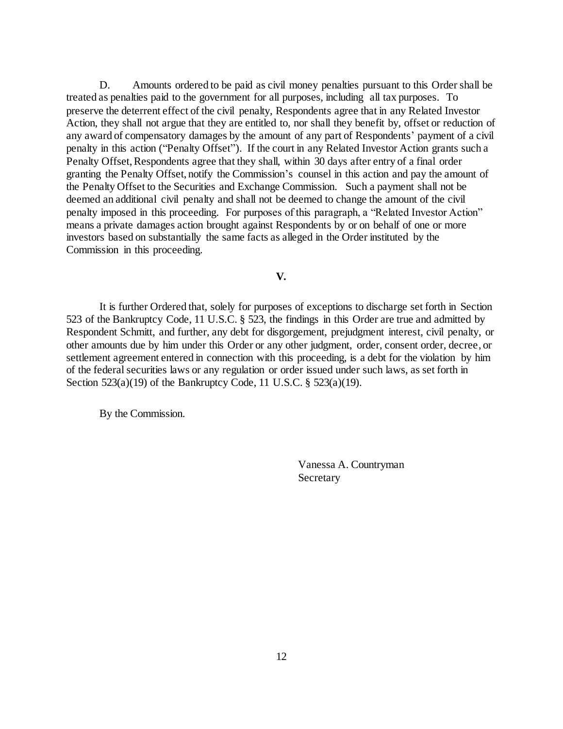D. Amounts ordered to be paid as civil money penalties pursuant to this Order shall be treated as penalties paid to the government for all purposes, including all tax purposes. To preserve the deterrent effect of the civil penalty, Respondents agree that in any Related Investor Action, they shall not argue that they are entitled to, nor shall they benefit by, offset or reduction of any award of compensatory damages by the amount of any part of Respondents' payment of a civil penalty in this action ("Penalty Offset"). If the court in any Related Investor Action grants such a Penalty Offset, Respondents agree that they shall, within 30 days after entry of a final order granting the Penalty Offset, notify the Commission's counsel in this action and pay the amount of the Penalty Offset to the Securities and Exchange Commission. Such a payment shall not be deemed an additional civil penalty and shall not be deemed to change the amount of the civil penalty imposed in this proceeding. For purposes of this paragraph, a "Related Investor Action" means a private damages action brought against Respondents by or on behalf of one or more investors based on substantially the same facts as alleged in the Order instituted by the Commission in this proceeding.

## V.

It is further Ordered that, solely for purposes of exceptions to discharge set forth in Section 523 of the Bankruptcy Code, 11 U.S.C. § 523, the findings in this Order are true and admitted by Respondent Schmitt, and further, any debt for disgorgement, prejudgment interest, civil penalty, or other amounts due by him under this Order or any other judgment, order, consent order, decree, or settlement agreement entered in connection with this proceeding, is a debt for the violation by him of the federal securities laws or any regulation or order issued under such laws, as set forth in Section 523(a)(19) of the Bankruptcy Code, 11 U.S.C. § 523(a)(19).

By the Commission.

Vanessa A. Countryman
Secretary